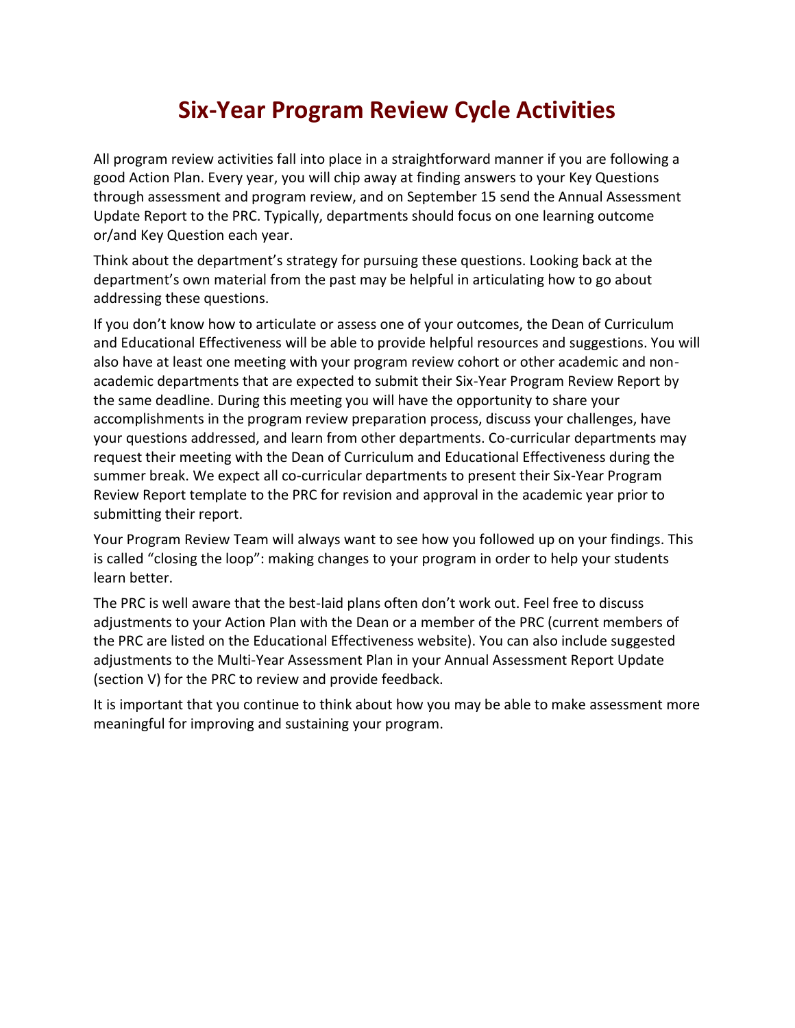# Six-Year Program Review Cycle Activities

All program review activities fall into place in a straightforward manner if you are following a good Action Plan. Every year, you will chip away at finding answers to your Key Questions through assessment and program review, and on September 15 send the Annual Assessment Update Report to the PRC. Typically, departments should focus on one learning outcome or/and Key Question each year.

Think about the department's strategy for pursuing these questions. Looking back at the department's own material from the past may be helpful in articulating how to go about addressing these questions.

If you don't know how to articulate or assess one of your outcomes, the Dean of Curriculum and Educational Effectiveness will be able to provide helpful resources and suggestions. You will also have at least one meeting with your program review cohort or other academic and non-academic departments that are expected to submit their Six-Year Program Review Report by the same deadline. During this meeting you will have the opportunity to share your accomplishments in the program review preparation process, discuss your challenges, have your questions addressed, and learn from other departments. Co-curricular departments may request their meeting with the Dean of Curriculum and Educational Effectiveness during the summer break. We expect all co-curricular departments to present their Six-Year Program Review Report template to the PRC for revision and approval in the academic year prior to submitting their report.

Your Program Review Team will always want to see how you followed up on your findings. This is called "closing the loop": making changes to your program in order to help your students learn better.

The PRC is well aware that the best-laid plans often don't work out. Feel free to discuss adjustments to your Action Plan with the Dean or a member of the PRC (current members of the PRC are listed on the Educational Effectiveness website). You can also include suggested adjustments to the Multi-Year Assessment Plan in your Annual Assessment Report Update (section V) for the PRC to review and provide feedback.

It is important that you continue to think about how you may be able to make assessment more meaningful for improving and sustaining your program.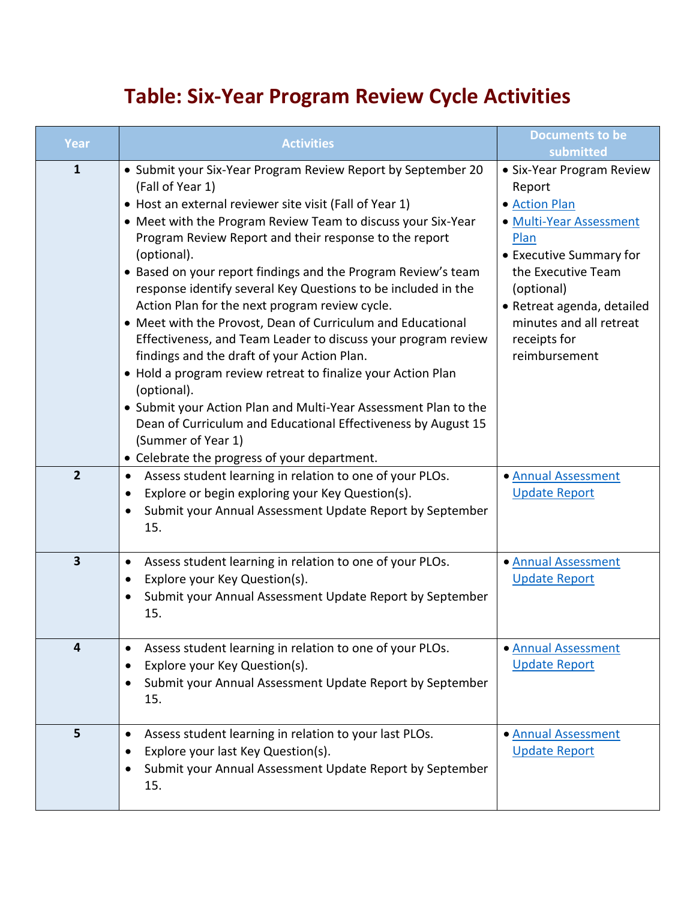# Table: Six-Year Program Review Cycle Activities

| Year | Activities | Documents to be submitted |
|---|---|---|
| 1 | • Submit your Six-Year Program Review Report by September 20 (Fall of Year 1)<br>• Host an external reviewer site visit (Fall of Year 1)<br>• Meet with the Program Review Team to discuss your Six-Year Program Review Report and their response to the report (optional).<br>• Based on your report findings and the Program Review's team response identify several Key Questions to be included in the Action Plan for the next program review cycle.<br>• Meet with the Provost, Dean of Curriculum and Educational Effectiveness, and Team Leader to discuss your program review findings and the draft of your Action Plan.<br>• Hold a program review retreat to finalize your Action Plan (optional).<br>• Submit your Action Plan and Multi-Year Assessment Plan to the Dean of Curriculum and Educational Effectiveness by August 15 (Summer of Year 1)<br>• Celebrate the progress of your department. | • Six-Year Program Review Report<br>• Action Plan<br>• Multi-Year Assessment Plan<br>• Executive Summary for the Executive Team (optional)<br>• Retreat agenda, detailed minutes and all retreat receipts for reimbursement |
| 2 | • Assess student learning in relation to one of your PLOs.<br>• Explore or begin exploring your Key Question(s).<br>• Submit your Annual Assessment Update Report by September 15. | • Annual Assessment Update Report |
| 3 | • Assess student learning in relation to one of your PLOs.<br>• Explore your Key Question(s).<br>• Submit your Annual Assessment Update Report by September 15. | • Annual Assessment Update Report |
| 4 | • Assess student learning in relation to one of your PLOs.<br>• Explore your Key Question(s).<br>• Submit your Annual Assessment Update Report by September 15. | • Annual Assessment Update Report |
| 5 | • Assess student learning in relation to your last PLOs.<br>• Explore your last Key Question(s).<br>• Submit your Annual Assessment Update Report by September 15. | • Annual Assessment Update Report |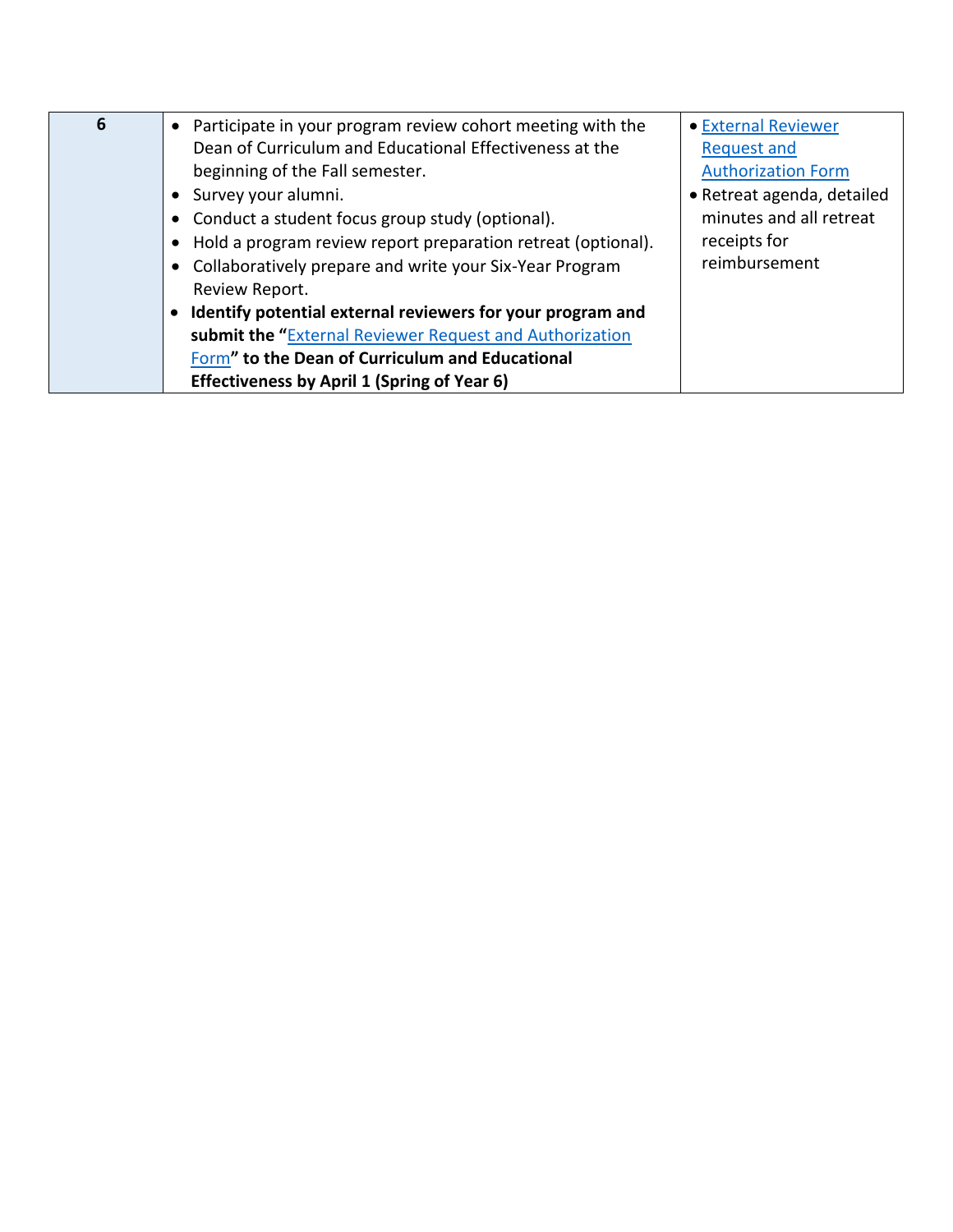| | | |
|---|---|---|
| **6** | • Participate in your program review cohort meeting with the Dean of Curriculum and Educational Effectiveness at the beginning of the Fall semester.<br>• Survey your alumni.<br>• Conduct a student focus group study (optional).<br>• Hold a program review report preparation retreat (optional).<br>• Collaboratively prepare and write your Six-Year Program Review Report.<br>• **Identify potential external reviewers for your program and submit the "External Reviewer Request and Authorization Form" to the Dean of Curriculum and Educational Effectiveness by April 1 (Spring of Year 6)** | • External Reviewer Request and Authorization Form<br>• Retreat agenda, detailed minutes and all retreat receipts for reimbursement |